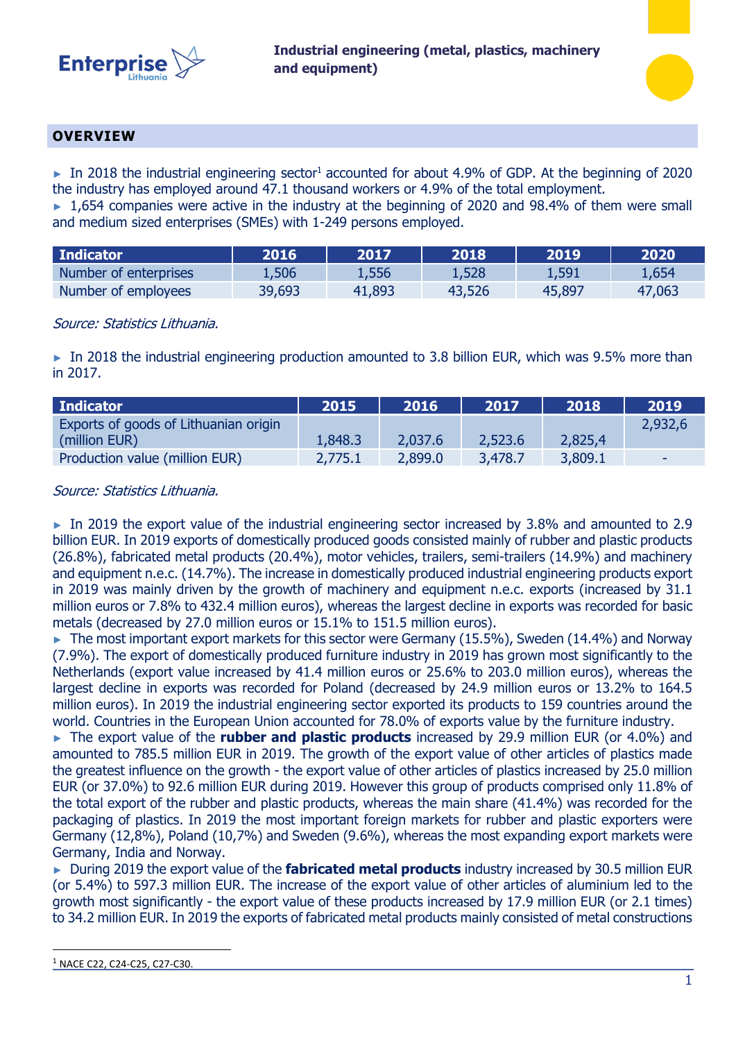**Industrial engineering (metal, plastics, machinery and equipment)**

## OVERVIEW

► In 2018 the industrial engineering sector[1] accounted for about 4.9% of GDP. At the beginning of 2020 the industry has employed around 47.1 thousand workers or 4.9% of the total employment.
► 1,654 companies were active in the industry at the beginning of 2020 and 98.4% of them were small and medium sized enterprises (SMEs) with 1-249 persons employed.

| Indicator | 2016 | 2017 | 2018 | 2019 | 2020 |
|---|---|---|---|---|---|
| Number of enterprises | 1,506 | 1,556 | 1,528 | 1,591 | 1,654 |
| Number of employees | 39,693 | 41,893 | 43,526 | 45,897 | 47,063 |

*Source: Statistics Lithuania.*

► In 2018 the industrial engineering production amounted to 3.8 billion EUR, which was 9.5% more than in 2017.

| Indicator | 2015 | 2016 | 2017 | 2018 | 2019 |
|---|---|---|---|---|---|
| Exports of goods of Lithuanian origin (million EUR) | 1,848.3 | 2,037.6 | 2,523.6 | 2,825,4 | 2,932,6 |
| Production value (million EUR) | 2,775.1 | 2,899.0 | 3,478.7 | 3,809.1 | - |

*Source: Statistics Lithuania.*

► In 2019 the export value of the industrial engineering sector increased by 3.8% and amounted to 2.9 billion EUR. In 2019 exports of domestically produced goods consisted mainly of rubber and plastic products (26.8%), fabricated metal products (20.4%), motor vehicles, trailers, semi-trailers (14.9%) and machinery and equipment n.e.c. (14.7%). The increase in domestically produced industrial engineering products export in 2019 was mainly driven by the growth of machinery and equipment n.e.c. exports (increased by 31.1 million euros or 7.8% to 432.4 million euros), whereas the largest decline in exports was recorded for basic metals (decreased by 27.0 million euros or 15.1% to 151.5 million euros).
► The most important export markets for this sector were Germany (15.5%), Sweden (14.4%) and Norway (7.9%). The export of domestically produced furniture industry in 2019 has grown most significantly to the Netherlands (export value increased by 41.4 million euros or 25.6% to 203.0 million euros), whereas the largest decline in exports was recorded for Poland (decreased by 24.9 million euros or 13.2% to 164.5 million euros). In 2019 the industrial engineering sector exported its products to 159 countries around the world. Countries in the European Union accounted for 78.0% of exports value by the furniture industry.
► The export value of the **rubber and plastic products** increased by 29.9 million EUR (or 4.0%) and amounted to 785.5 million EUR in 2019. The growth of the export value of other articles of plastics made the greatest influence on the growth - the export value of other articles of plastics increased by 25.0 million EUR (or 37.0%) to 92.6 million EUR during 2019. However this group of products comprised only 11.8% of the total export of the rubber and plastic products, whereas the main share (41.4%) was recorded for the packaging of plastics. In 2019 the most important foreign markets for rubber and plastic exporters were Germany (12,8%), Poland (10,7%) and Sweden (9.6%), whereas the most expanding export markets were Germany, India and Norway.
► During 2019 the export value of the **fabricated metal products** industry increased by 30.5 million EUR (or 5.4%) to 597.3 million EUR. The increase of the export value of other articles of aluminium led to the growth most significantly - the export value of these products increased by 17.9 million EUR (or 2.1 times) to 34.2 million EUR. In 2019 the exports of fabricated metal products mainly consisted of metal constructions

---

[1] NACE C22, C24-C25, C27-C30.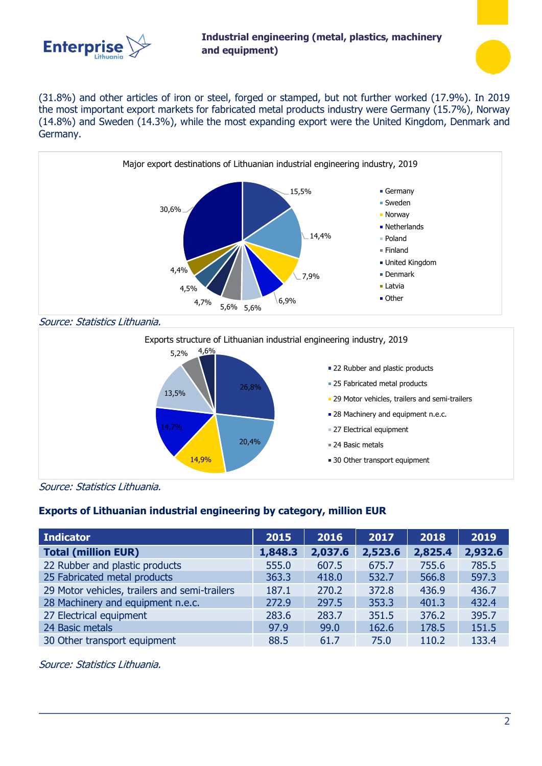(31.8%) and other articles of iron or steel, forged or stamped, but not further worked (17.9%). In 2019 the most important export markets for fabricated metal products industry were Germany (15.7%), Norway (14.8%) and Sweden (14.3%), while the most expanding export were the United Kingdom, Denmark and Germany.

Major export destinations of Lithuanian industrial engineering industry, 2019

15,5%
14,4%
7,9%
6,9%
5,6%
5,6%
4,7%
4,5%
4,4%
30,6%

Germany
Sweden
Norway
Netherlands
Poland
Finland
United Kingdom
Denmark
Latvia
Other

*Source: Statistics Lithuania.*

Exports structure of Lithuanian industrial engineering industry, 2019

26,8%
20,4%
14,9%
14,7%
13,5%
5,2%
4,6%

22 Rubber and plastic products
25 Fabricated metal products
29 Motor vehicles, trailers and semi-trailers
28 Machinery and equipment n.e.c.
27 Electrical equipment
24 Basic metals
30 Other transport equipment

*Source: Statistics Lithuania.*

### Exports of Lithuanian industrial engineering by category, million EUR

| Indicator | 2015 | 2016 | 2017 | 2018 | 2019 |
|---|---|---|---|---|---|
| **Total (million EUR)** | **1,848.3** | **2,037.6** | **2,523.6** | **2,825.4** | **2,932.6** |
| 22 Rubber and plastic products | 555.0 | 607.5 | 675.7 | 755.6 | 785.5 |
| 25 Fabricated metal products | 363.3 | 418.0 | 532.7 | 566.8 | 597.3 |
| 29 Motor vehicles, trailers and semi-trailers | 187.1 | 270.2 | 372.8 | 436.9 | 436.7 |
| 28 Machinery and equipment n.e.c. | 272.9 | 297.5 | 353.3 | 401.3 | 432.4 |
| 27 Electrical equipment | 283.6 | 283.7 | 351.5 | 376.2 | 395.7 |
| 24 Basic metals | 97.9 | 99.0 | 162.6 | 178.5 | 151.5 |
| 30 Other transport equipment | 88.5 | 61.7 | 75.0 | 110.2 | 133.4 |

*Source: Statistics Lithuania.*